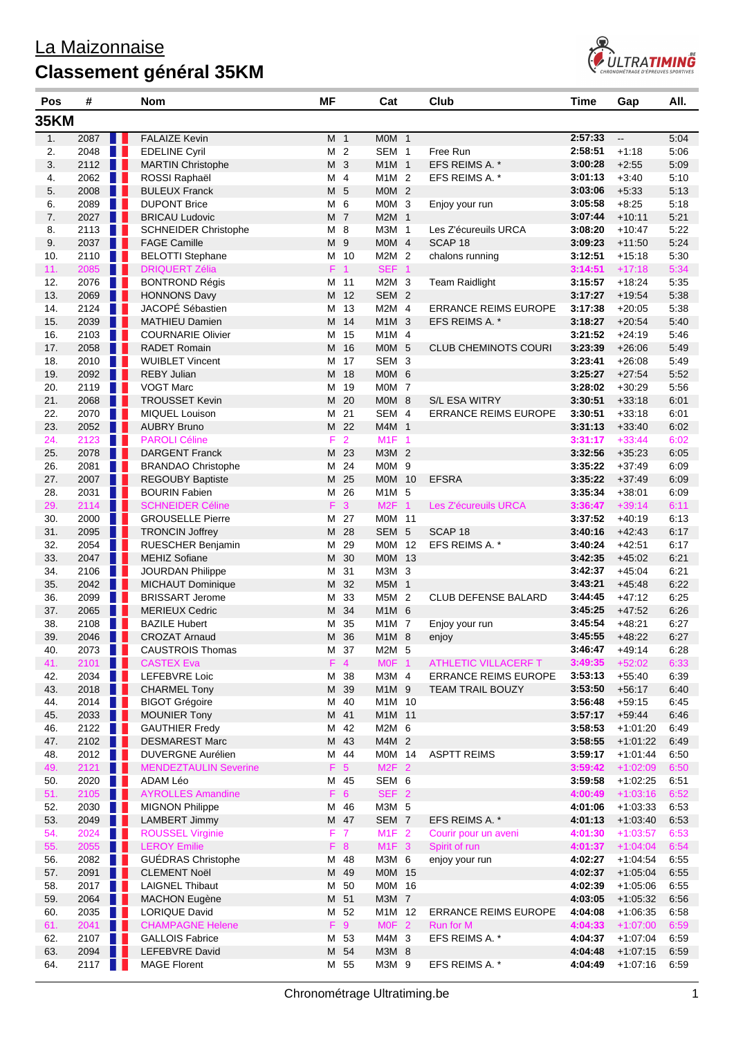# La Maizonnaise

## Classement général 35KM

| Pos | # | | Nom | MF | | Cat | | Club | Time | Gap | All. |
|---|---|---|---|---|---|---|---|---|---|---|---|
| **35KM** | | | | | | | | | | | |
| 1. | 2087 | | FALAIZE Kevin | M | 1 | M0M | 1 | | 2:57:33 | -- | 5:04 |
| 2. | 2048 | | EDELINE Cyril | M | 2 | SEM | 1 | Free Run | 2:58:51 | +1:18 | 5:06 |
| 3. | 2112 | | MARTIN Christophe | M | 3 | M1M | 1 | EFS REIMS A. * | 3:00:28 | +2:55 | 5:09 |
| 4. | 2062 | | ROSSI Raphaël | M | 4 | M1M | 2 | EFS REIMS A. * | 3:01:13 | +3:40 | 5:10 |
| 5. | 2008 | | BULEUX Franck | M | 5 | M0M | 2 | | 3:03:06 | +5:33 | 5:13 |
| 6. | 2089 | | DUPONT Brice | M | 6 | M0M | 3 | Enjoy your run | 3:05:58 | +8:25 | 5:18 |
| 7. | 2027 | | BRICAU Ludovic | M | 7 | M2M | 1 | | 3:07:44 | +10:11 | 5:21 |
| 8. | 2113 | | SCHNEIDER Christophe | M | 8 | M3M | 1 | Les Z'écureuils URCA | 3:08:20 | +10:47 | 5:22 |
| 9. | 2037 | | FAGE Camille | M | 9 | M0M | 4 | SCAP 18 | 3:09:23 | +11:50 | 5:24 |
| 10. | 2110 | | BELOTTI Stephane | M | 10 | M2M | 2 | chalons running | 3:12:51 | +15:18 | 5:30 |
| 11. | 2085 | | DRIQUERT Zélia | F | 1 | SEF | 1 | | 3:14:51 | +17:18 | 5:34 |
| 12. | 2076 | | BONTROND Régis | M | 11 | M2M | 3 | Team Raidlight | 3:15:57 | +18:24 | 5:35 |
| 13. | 2069 | | HONNONS Davy | M | 12 | SEM | 2 | | 3:17:27 | +19:54 | 5:38 |
| 14. | 2124 | | JACOPÉ Sébastien | M | 13 | M2M | 4 | ERRANCE REIMS EUROPE | 3:17:38 | +20:05 | 5:38 |
| 15. | 2039 | | MATHIEU Damien | M | 14 | M1M | 3 | EFS REIMS A. * | 3:18:27 | +20:54 | 5:40 |
| 16. | 2103 | | COURNARIE Olivier | M | 15 | M1M | 4 | | 3:21:52 | +24:19 | 5:46 |
| 17. | 2058 | | RADET Romain | M | 16 | M0M | 5 | CLUB CHEMINOTS COURI | 3:23:39 | +26:06 | 5:49 |
| 18. | 2010 | | WUIBLET Vincent | M | 17 | SEM | 3 | | 3:23:41 | +26:08 | 5:49 |
| 19. | 2092 | | REBY Julian | M | 18 | M0M | 6 | | 3:25:27 | +27:54 | 5:52 |
| 20. | 2119 | | VOGT Marc | M | 19 | M0M | 7 | | 3:28:02 | +30:29 | 5:56 |
| 21. | 2068 | | TROUSSET Kevin | M | 20 | M0M | 8 | S/L ESA WITRY | 3:30:51 | +33:18 | 6:01 |
| 22. | 2070 | | MIQUEL Louison | M | 21 | SEM | 4 | ERRANCE REIMS EUROPE | 3:30:51 | +33:18 | 6:01 |
| 23. | 2052 | | AUBRY Bruno | M | 22 | M4M | 1 | | 3:31:13 | +33:40 | 6:02 |
| 24. | 2123 | | PAROLI Céline | F | 2 | M1F | 1 | | 3:31:17 | +33:44 | 6:02 |
| 25. | 2078 | | DARGENT Franck | M | 23 | M3M | 2 | | 3:32:56 | +35:23 | 6:05 |
| 26. | 2081 | | BRANDAO Christophe | M | 24 | M0M | 9 | | 3:35:22 | +37:49 | 6:09 |
| 27. | 2007 | | REGOUBY Baptiste | M | 25 | M0M | 10 | EFSRA | 3:35:22 | +37:49 | 6:09 |
| 28. | 2031 | | BOURIN Fabien | M | 26 | M1M | 5 | | 3:35:34 | +38:01 | 6:09 |
| 29. | 2114 | | SCHNEIDER Céline | F | 3 | M2F | 1 | Les Z'écureuils URCA | 3:36:47 | +39:14 | 6:11 |
| 30. | 2000 | | GROUSELLE Pierre | M | 27 | M0M | 11 | | 3:37:52 | +40:19 | 6:13 |
| 31. | 2095 | | TRONCIN Joffrey | M | 28 | SEM | 5 | SCAP 18 | 3:40:16 | +42:43 | 6:17 |
| 32. | 2054 | | RUESCHER Benjamin | M | 29 | M0M | 12 | EFS REIMS A. * | 3:40:24 | +42:51 | 6:17 |
| 33. | 2047 | | MEHIZ Sofiane | M | 30 | M0M | 13 | | 3:42:35 | +45:02 | 6:21 |
| 34. | 2106 | | JOURDAN Philippe | M | 31 | M3M | 3 | | 3:42:37 | +45:04 | 6:21 |
| 35. | 2042 | | MICHAUT Dominique | M | 32 | M5M | 1 | | 3:43:21 | +45:48 | 6:22 |
| 36. | 2099 | | BRISSART Jerome | M | 33 | M5M | 2 | CLUB DEFENSE BALARD | 3:44:45 | +47:12 | 6:25 |
| 37. | 2065 | | MERIEUX Cedric | M | 34 | M1M | 6 | | 3:45:25 | +47:52 | 6:26 |
| 38. | 2108 | | BAZILE Hubert | M | 35 | M1M | 7 | Enjoy your run | 3:45:54 | +48:21 | 6:27 |
| 39. | 2046 | | CROZAT Arnaud | M | 36 | M1M | 8 | enjoy | 3:45:55 | +48:22 | 6:27 |
| 40. | 2073 | | CAUSTROIS Thomas | M | 37 | M2M | 5 | | 3:46:47 | +49:14 | 6:28 |
| 41. | 2101 | | CASTEX Eva | F | 4 | M0F | 1 | ATHLETIC VILLACERF T | 3:49:35 | +52:02 | 6:33 |
| 42. | 2034 | | LEFEBVRE Loic | M | 38 | M3M | 4 | ERRANCE REIMS EUROPE | 3:53:13 | +55:40 | 6:39 |
| 43. | 2018 | | CHARMEL Tony | M | 39 | M1M | 9 | TEAM TRAIL BOUZY | 3:53:50 | +56:17 | 6:40 |
| 44. | 2014 | | BIGOT Grégoire | M | 40 | M1M | 10 | | 3:56:48 | +59:15 | 6:45 |
| 45. | 2033 | | MOUNIER Tony | M | 41 | M1M | 11 | | 3:57:17 | +59:44 | 6:46 |
| 46. | 2122 | | GAUTHIER Fredy | M | 42 | M2M | 6 | | 3:58:53 | +1:01:20 | 6:49 |
| 47. | 2102 | | DESMAREST Marc | M | 43 | M4M | 2 | | 3:58:55 | +1:01:22 | 6:49 |
| 48. | 2012 | | DUVERGNE Aurélien | M | 44 | M0M | 14 | ASPTT REIMS | 3:59:17 | +1:01:44 | 6:50 |
| 49. | 2121 | | MENDEZTAULIN Severine | F | 5 | M2F | 2 | | 3:59:42 | +1:02:09 | 6:50 |
| 50. | 2020 | | ADAM Léo | M | 45 | SEM | 6 | | 3:59:58 | +1:02:25 | 6:51 |
| 51. | 2105 | | AYROLLES Amandine | F | 6 | SEF | 2 | | 4:00:49 | +1:03:16 | 6:52 |
| 52. | 2030 | | MIGNON Philippe | M | 46 | M3M | 5 | | 4:01:06 | +1:03:33 | 6:53 |
| 53. | 2049 | | LAMBERT Jimmy | M | 47 | SEM | 7 | EFS REIMS A. * | 4:01:13 | +1:03:40 | 6:53 |
| 54. | 2024 | | ROUSSEL Virginie | F | 7 | M1F | 2 | Courir pour un aveni | 4:01:30 | +1:03:57 | 6:53 |
| 55. | 2055 | | LEROY Emilie | F | 8 | M1F | 3 | Spirit of run | 4:01:37 | +1:04:04 | 6:54 |
| 56. | 2082 | | GUÉDRAS Christophe | M | 48 | M3M | 6 | enjoy your run | 4:02:27 | +1:04:54 | 6:55 |
| 57. | 2091 | | CLEMENT Noël | M | 49 | M0M | 15 | | 4:02:37 | +1:05:04 | 6:55 |
| 58. | 2017 | | LAIGNEL Thibaut | M | 50 | M0M | 16 | | 4:02:39 | +1:05:06 | 6:55 |
| 59. | 2064 | | MACHON Eugène | M | 51 | M3M | 7 | | 4:03:05 | +1:05:32 | 6:56 |
| 60. | 2035 | | LORIQUE David | M | 52 | M1M | 12 | ERRANCE REIMS EUROPE | 4:04:08 | +1:06:35 | 6:58 |
| 61. | 2041 | | CHAMPAGNE Helene | F | 9 | M0F | 2 | Run for M | 4:04:33 | +1:07:00 | 6:59 |
| 62. | 2107 | | GALLOIS Fabrice | M | 53 | M4M | 3 | EFS REIMS A. * | 4:04:37 | +1:07:04 | 6:59 |
| 63. | 2094 | | LEFEBVRE David | M | 54 | M3M | 8 | | 4:04:48 | +1:07:15 | 6:59 |
| 64. | 2117 | | MAGE Florent | M | 55 | M3M | 9 | EFS REIMS A. * | 4:04:49 | +1:07:16 | 6:59 |

Chronométrage Ultratiming.be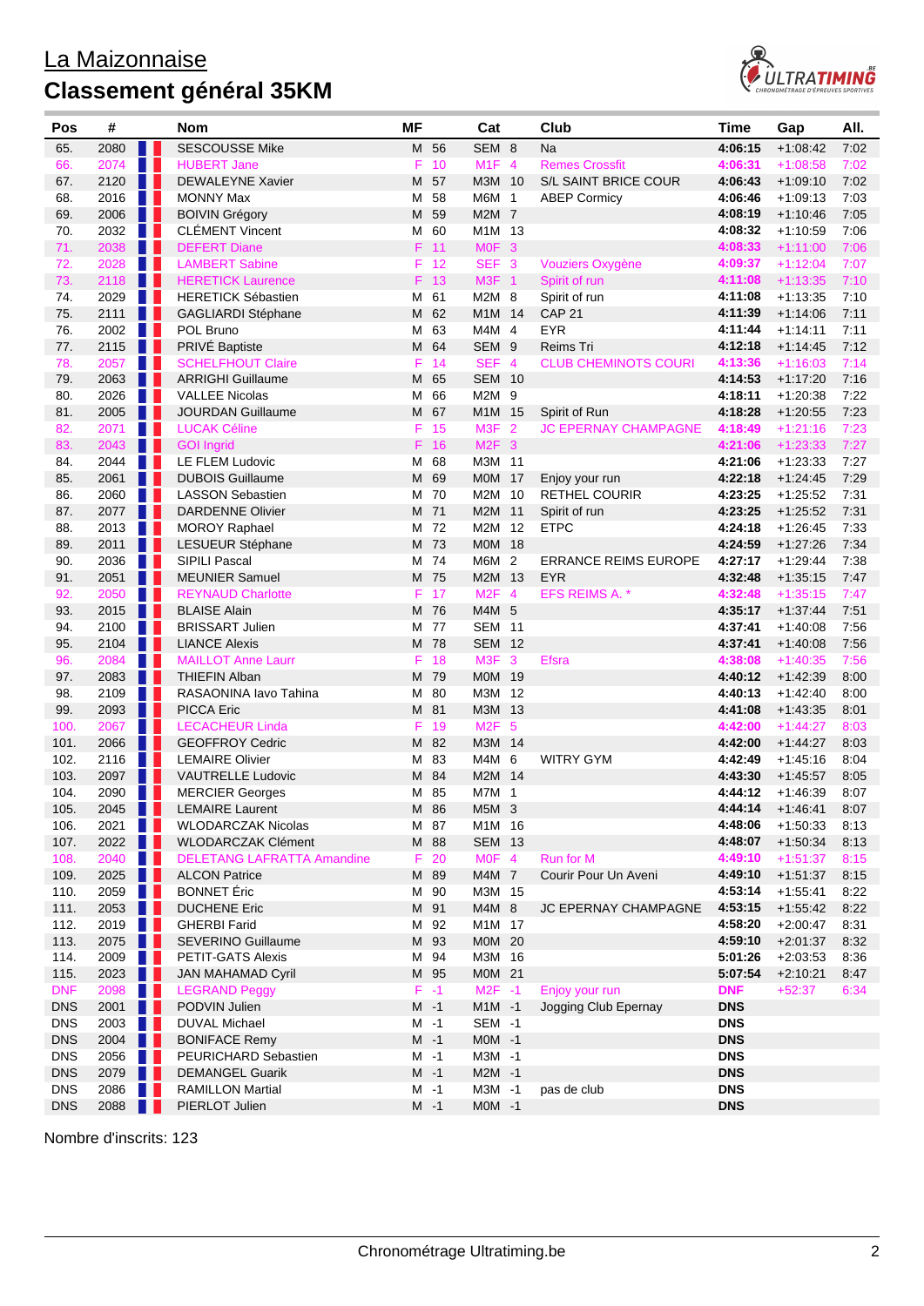# La Maizonnaise

## Classement général 35KM

| Pos | # | | Nom | MF | | Cat | | Club | Time | Gap | All. |
|---|---|---|---|---|---|---|---|---|---|---|---|
| 65. | 2080 | | SESCOUSSE Mike | M | 56 | SEM | 8 | Na | **4:06:15** | +1:08:42 | 7:02 |
| 66. | 2074 | | HUBERT Jane | F | 10 | M1F | 4 | Remes Crossfit | **4:06:31** | +1:08:58 | 7:02 |
| 67. | 2120 | | DEWALEYNE Xavier | M | 57 | M3M | 10 | S/L SAINT BRICE COUR | **4:06:43** | +1:09:10 | 7:02 |
| 68. | 2016 | | MONNY Max | M | 58 | M6M | 1 | ABEP Cormicy | **4:06:46** | +1:09:13 | 7:03 |
| 69. | 2006 | | BOIVIN Grégory | M | 59 | M2M | 7 | | **4:08:19** | +1:10:46 | 7:05 |
| 70. | 2032 | | CLÉMENT Vincent | M | 60 | M1M | 13 | | **4:08:32** | +1:10:59 | 7:06 |
| 71. | 2038 | | DEFERT Diane | F | 11 | M0F | 3 | | **4:08:33** | +1:11:00 | 7:06 |
| 72. | 2028 | | LAMBERT Sabine | F | 12 | SEF | 3 | Vouziers Oxygène | **4:09:37** | +1:12:04 | 7:07 |
| 73. | 2118 | | HERETICK Laurence | F | 13 | M3F | 1 | Spirit of run | **4:11:08** | +1:13:35 | 7:10 |
| 74. | 2029 | | HERETICK Sébastien | M | 61 | M2M | 8 | Spirit of run | **4:11:08** | +1:13:35 | 7:10 |
| 75. | 2111 | | GAGLIARDI Stéphane | M | 62 | M1M | 14 | CAP 21 | **4:11:39** | +1:14:06 | 7:11 |
| 76. | 2002 | | POL Bruno | M | 63 | M4M | 4 | EYR | **4:11:44** | +1:14:11 | 7:11 |
| 77. | 2115 | | PRIVÉ Baptiste | M | 64 | SEM | 9 | Reims Tri | **4:12:18** | +1:14:45 | 7:12 |
| 78. | 2057 | | SCHELFHOUT Claire | F | 14 | SEF | 4 | CLUB CHEMINOTS COURI | **4:13:36** | +1:16:03 | 7:14 |
| 79. | 2063 | | ARRIGHI Guillaume | M | 65 | SEM | 10 | | **4:14:53** | +1:17:20 | 7:16 |
| 80. | 2026 | | VALLEE Nicolas | M | 66 | M2M | 9 | | **4:18:11** | +1:20:38 | 7:22 |
| 81. | 2005 | | JOURDAN Guillaume | M | 67 | M1M | 15 | Spirit of Run | **4:18:28** | +1:20:55 | 7:23 |
| 82. | 2071 | | LUCAK Céline | F | 15 | M3F | 2 | JC EPERNAY CHAMPAGNE | **4:18:49** | +1:21:16 | 7:23 |
| 83. | 2043 | | GOI Ingrid | F | 16 | M2F | 3 | | **4:21:06** | +1:23:33 | 7:27 |
| 84. | 2044 | | LE FLEM Ludovic | M | 68 | M3M | 11 | | **4:21:06** | +1:23:33 | 7:27 |
| 85. | 2061 | | DUBOIS Guillaume | M | 69 | M0M | 17 | Enjoy your run | **4:22:18** | +1:24:45 | 7:29 |
| 86. | 2060 | | LASSON Sebastien | M | 70 | M2M | 10 | RETHEL COURIR | **4:23:25** | +1:25:52 | 7:31 |
| 87. | 2077 | | DARDENNE Olivier | M | 71 | M2M | 11 | Spirit of run | **4:23:25** | +1:25:52 | 7:31 |
| 88. | 2013 | | MOROY Raphael | M | 72 | M2M | 12 | ETPC | **4:24:18** | +1:26:45 | 7:33 |
| 89. | 2011 | | LESUEUR Stéphane | M | 73 | M0M | 18 | | **4:24:59** | +1:27:26 | 7:34 |
| 90. | 2036 | | SIPILI Pascal | M | 74 | M6M | 2 | ERRANCE REIMS EUROPE | **4:27:17** | +1:29:44 | 7:38 |
| 91. | 2051 | | MEUNIER Samuel | M | 75 | M2M | 13 | EYR | **4:32:48** | +1:35:15 | 7:47 |
| 92. | 2050 | | REYNAUD Charlotte | F | 17 | M2F | 4 | EFS REIMS A. * | **4:32:48** | +1:35:15 | 7:47 |
| 93. | 2015 | | BLAISE Alain | M | 76 | M4M | 5 | | **4:35:17** | +1:37:44 | 7:51 |
| 94. | 2100 | | BRISSART Julien | M | 77 | SEM | 11 | | **4:37:41** | +1:40:08 | 7:56 |
| 95. | 2104 | | LIANCE Alexis | M | 78 | SEM | 12 | | **4:37:41** | +1:40:08 | 7:56 |
| 96. | 2084 | | MAILLOT Anne Laurr | F | 18 | M3F | 3 | Efsra | **4:38:08** | +1:40:35 | 7:56 |
| 97. | 2083 | | THIEFIN Alban | M | 79 | M0M | 19 | | **4:40:12** | +1:42:39 | 8:00 |
| 98. | 2109 | | RASAONINA Iavo Tahina | M | 80 | M3M | 12 | | **4:40:13** | +1:42:40 | 8:00 |
| 99. | 2093 | | PICCA Eric | M | 81 | M3M | 13 | | **4:41:08** | +1:43:35 | 8:01 |
| 100. | 2067 | | LECACHEUR Linda | F | 19 | M2F | 5 | | **4:42:00** | +1:44:27 | 8:03 |
| 101. | 2066 | | GEOFFROY Cedric | M | 82 | M3M | 14 | | **4:42:00** | +1:44:27 | 8:03 |
| 102. | 2116 | | LEMAIRE Olivier | M | 83 | M4M | 6 | WITRY GYM | **4:42:49** | +1:45:16 | 8:04 |
| 103. | 2097 | | VAUTRELLE Ludovic | M | 84 | M2M | 14 | | **4:43:30** | +1:45:57 | 8:05 |
| 104. | 2090 | | MERCIER Georges | M | 85 | M7M | 1 | | **4:44:12** | +1:46:39 | 8:07 |
| 105. | 2045 | | LEMAIRE Laurent | M | 86 | M5M | 3 | | **4:44:14** | +1:46:41 | 8:07 |
| 106. | 2021 | | WLODARCZAK Nicolas | M | 87 | M1M | 16 | | **4:48:06** | +1:50:33 | 8:13 |
| 107. | 2022 | | WLODARCZAK Clément | M | 88 | SEM | 13 | | **4:48:07** | +1:50:34 | 8:13 |
| 108. | 2040 | | DELETANG LAFRATTA Amandine | F | 20 | M0F | 4 | Run for M | **4:49:10** | +1:51:37 | 8:15 |
| 109. | 2025 | | ALCON Patrice | M | 89 | M4M | 7 | Courir Pour Un Aveni | **4:49:10** | +1:51:37 | 8:15 |
| 110. | 2059 | | BONNET Éric | M | 90 | M3M | 15 | | **4:53:14** | +1:55:41 | 8:22 |
| 111. | 2053 | | DUCHENE Eric | M | 91 | M4M | 8 | JC EPERNAY CHAMPAGNE | **4:53:15** | +1:55:42 | 8:22 |
| 112. | 2019 | | GHERBI Farid | M | 92 | M1M | 17 | | **4:58:20** | +2:00:47 | 8:31 |
| 113. | 2075 | | SEVERINO Guillaume | M | 93 | M0M | 20 | | **4:59:10** | +2:01:37 | 8:32 |
| 114. | 2009 | | PETIT-GATS Alexis | M | 94 | M3M | 16 | | **5:01:26** | +2:03:53 | 8:36 |
| 115. | 2023 | | JAN MAHAMAD Cyril | M | 95 | M0M | 21 | | **5:07:54** | +2:10:21 | 8:47 |
| DNF | 2098 | | LEGRAND Peggy | F | -1 | M2F | -1 | Enjoy your run | **DNF** | +52:37 | 6:34 |
| DNS | 2001 | | PODVIN Julien | M | -1 | M1M | -1 | Jogging Club Epernay | **DNS** | | |
| DNS | 2003 | | DUVAL Michael | M | -1 | SEM | -1 | | **DNS** | | |
| DNS | 2004 | | BONIFACE Remy | M | -1 | M0M | -1 | | **DNS** | | |
| DNS | 2056 | | PEURICHARD Sebastien | M | -1 | M3M | -1 | | **DNS** | | |
| DNS | 2079 | | DEMANGEL Guarik | M | -1 | M2M | -1 | | **DNS** | | |
| DNS | 2086 | | RAMILLON Martial | M | -1 | M3M | -1 | pas de club | **DNS** | | |
| DNS | 2088 | | PIERLOT Julien | M | -1 | M0M | -1 | | **DNS** | | |

Nombre d'inscrits: 123

Chronométrage Ultratiming.be